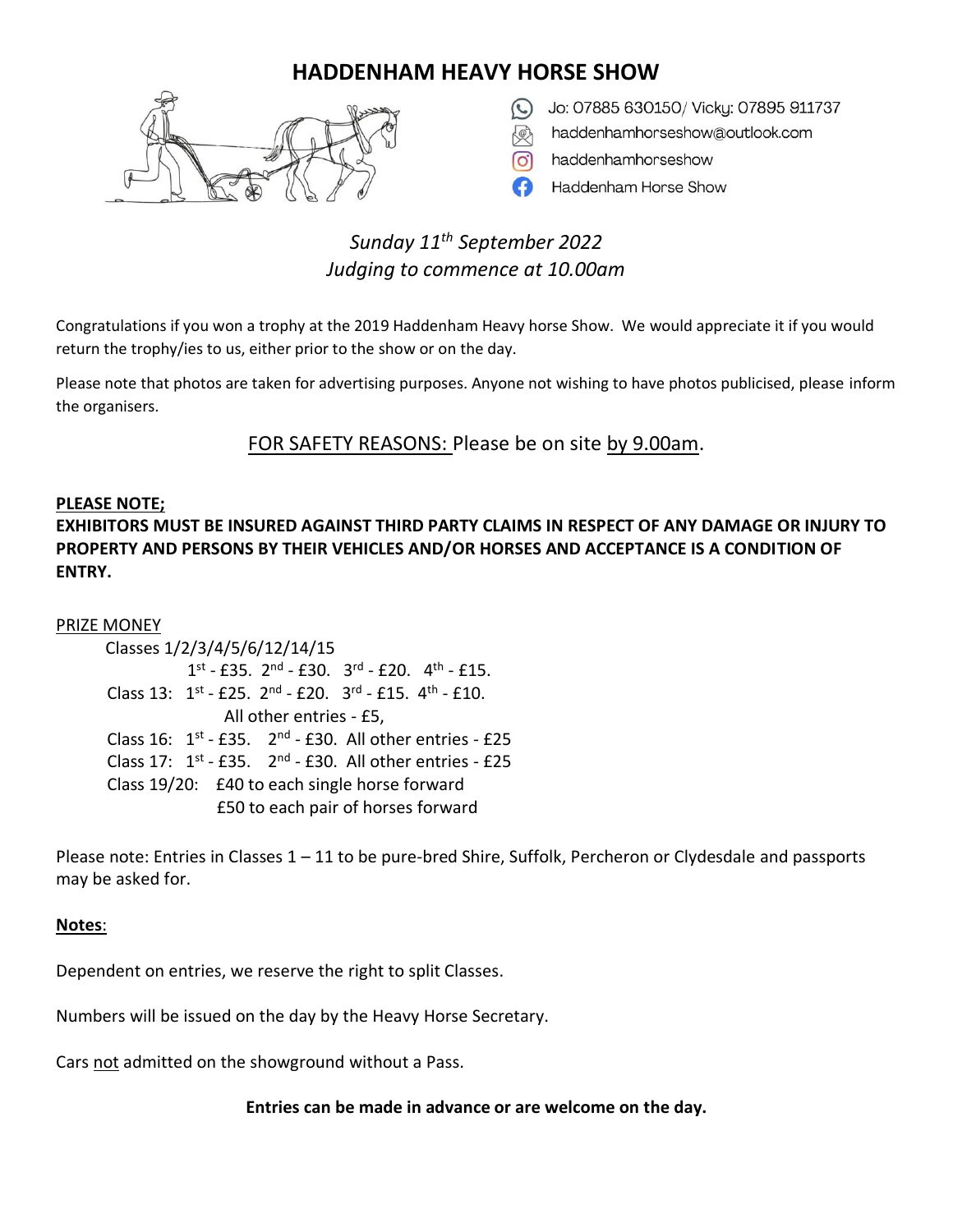# HADDENHAM HEAVY HORSE SHOW

Jo: 07885 630150/ Vicky: 07895 911737

haddenhamhorseshow@outlook.com

haddenhamhorseshow

Haddenham Horse Show

*Sunday 11th September 2022*

*Judging to commence at 10.00am*

Congratulations if you won a trophy at the 2019 Haddenham Heavy horse Show. We would appreciate it if you would return the trophy/ies to us, either prior to the show or on the day.

Please note that photos are taken for advertising purposes. Anyone not wishing to have photos publicised, please inform the organisers.

FOR SAFETY REASONS: Please be on site by 9.00am.

**PLEASE NOTE;**

**EXHIBITORS MUST BE INSURED AGAINST THIRD PARTY CLAIMS IN RESPECT OF ANY DAMAGE OR INJURY TO PROPERTY AND PERSONS BY THEIR VEHICLES AND/OR HORSES AND ACCEPTANCE IS A CONDITION OF ENTRY.**

PRIZE MONEY

Classes 1/2/3/4/5/6/12/14/15
1st - £35. 2nd - £30. 3rd - £20. 4th - £15.

Class 13: 1st - £25. 2nd - £20. 3rd - £15. 4th - £10.
All other entries - £5,

Class 16: 1st - £35. 2nd - £30. All other entries - £25

Class 17: 1st - £35. 2nd - £30. All other entries - £25

Class 19/20: £40 to each single horse forward
£50 to each pair of horses forward

Please note: Entries in Classes 1 – 11 to be pure-bred Shire, Suffolk, Percheron or Clydesdale and passports may be asked for.

**Notes**:

Dependent on entries, we reserve the right to split Classes.

Numbers will be issued on the day by the Heavy Horse Secretary.

Cars not admitted on the showground without a Pass.

**Entries can be made in advance or are welcome on the day.**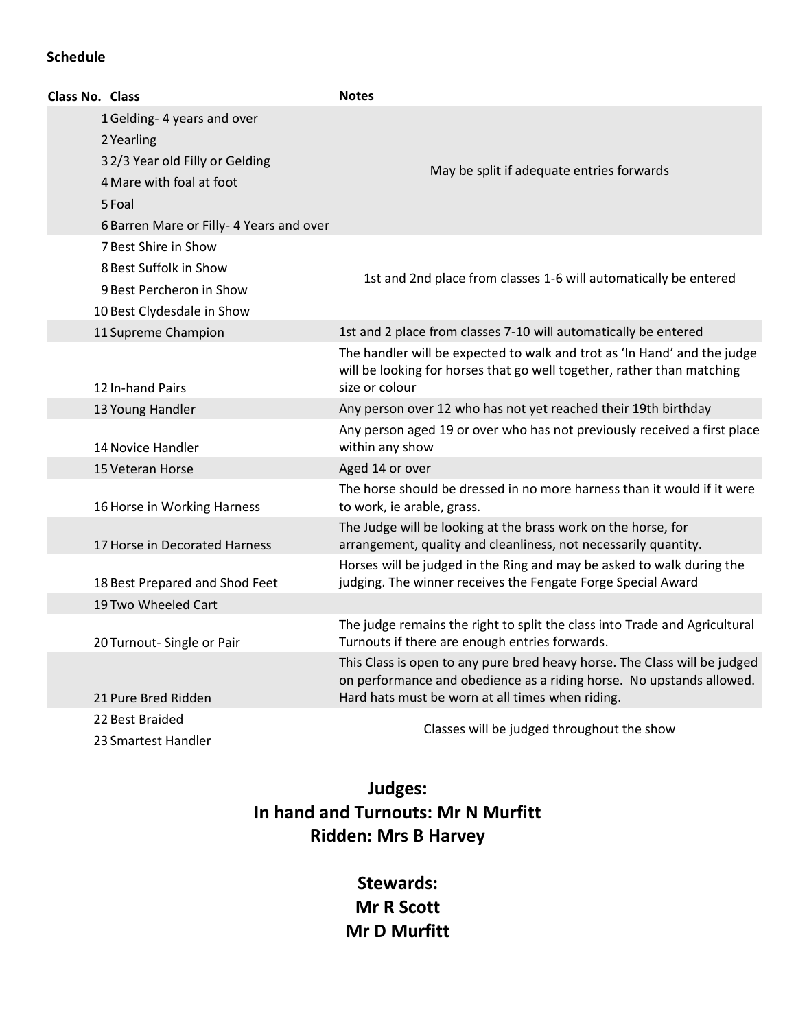**Schedule**

| Class No. | Class | Notes |
|---|---|---|
| 1 | Gelding- 4 years and over | May be split if adequate entries forwards |
| 2 | Yearling | |
| 3 | 2/3 Year old Filly or Gelding | |
| 4 | Mare with foal at foot | |
| 5 | Foal | |
| 6 | Barren Mare or Filly- 4 Years and over | |
| 7 | Best Shire in Show | 1st and 2nd place from classes 1-6 will automatically be entered |
| 8 | Best Suffolk in Show | |
| 9 | Best Percheron in Show | |
| 10 | Best Clydesdale in Show | |
| 11 | Supreme Champion | 1st and 2 place from classes 7-10 will automatically be entered |
| 12 | In-hand Pairs | The handler will be expected to walk and trot as 'In Hand' and the judge will be looking for horses that go well together, rather than matching size or colour |
| 13 | Young Handler | Any person over 12 who has not yet reached their 19th birthday |
| 14 | Novice Handler | Any person aged 19 or over who has not previously received a first place within any show |
| 15 | Veteran Horse | Aged 14 or over |
| 16 | Horse in Working Harness | The horse should be dressed in no more harness than it would if it were to work, ie arable, grass. |
| 17 | Horse in Decorated Harness | The Judge will be looking at the brass work on the horse, for arrangement, quality and cleanliness, not necessarily quantity. |
| 18 | Best Prepared and Shod Feet | Horses will be judged in the Ring and may be asked to walk during the judging. The winner receives the Fengate Forge Special Award |
| 19 | Two Wheeled Cart | |
| 20 | Turnout- Single or Pair | The judge remains the right to split the class into Trade and Agricultural Turnouts if there are enough entries forwards. |
| 21 | Pure Bred Ridden | This Class is open to any pure bred heavy horse. The Class will be judged on performance and obedience as a riding horse. No upstands allowed. Hard hats must be worn at all times when riding. |
| 22 | Best Braided | Classes will be judged throughout the show |
| 23 | Smartest Handler | |

**Judges:**
**In hand and Turnouts: Mr N Murfitt**
**Ridden: Mrs B Harvey**

**Stewards:**
**Mr R Scott**
**Mr D Murfitt**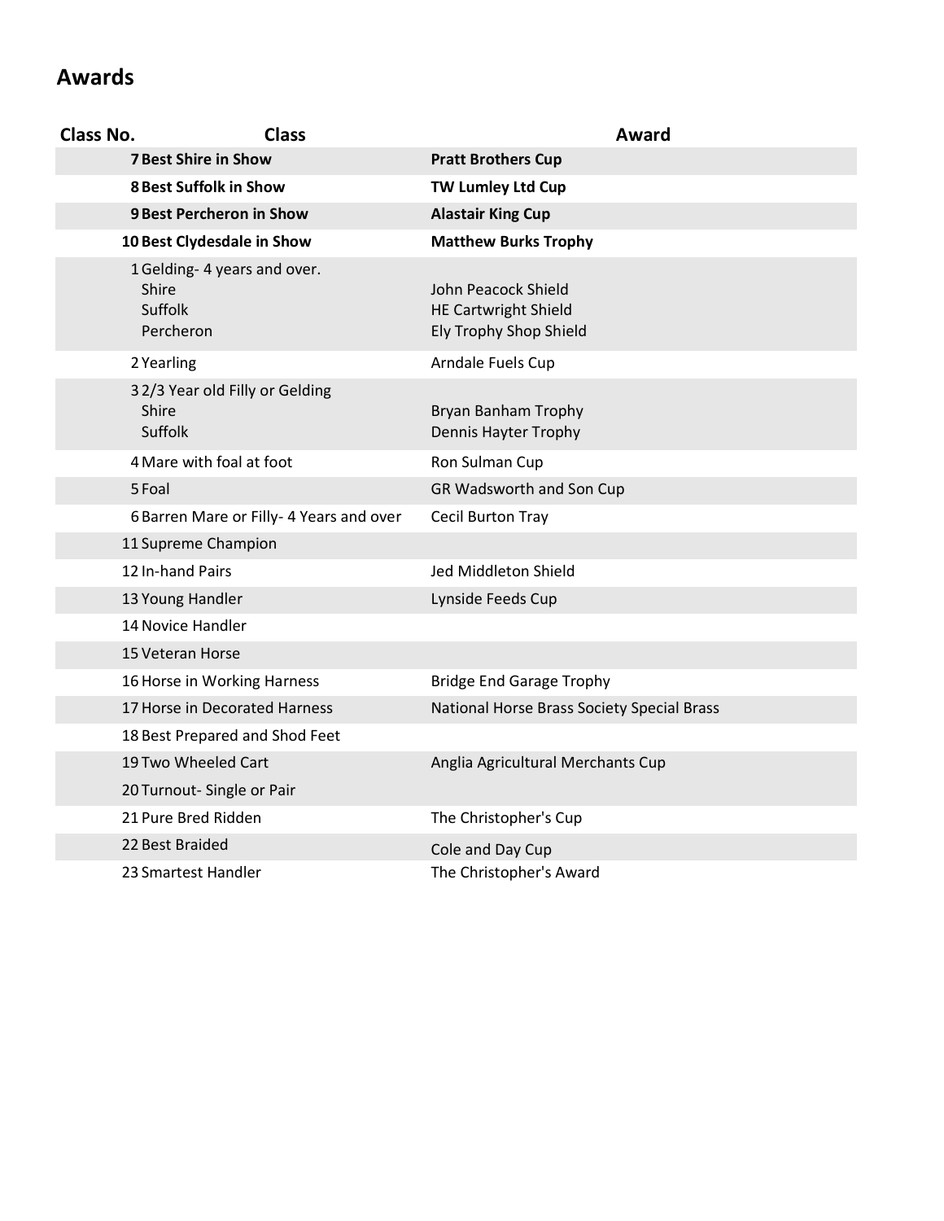## Awards

| Class No. | Class | Award |
| --- | --- | --- |
| **7** | **Best Shire in Show** | **Pratt Brothers Cup** |
| **8** | **Best Suffolk in Show** | **TW Lumley Ltd Cup** |
| **9** | **Best Percheron in Show** | **Alastair King Cup** |
| **10** | **Best Clydesdale in Show** | **Matthew Burks Trophy** |
| 1 | Gelding- 4 years and over.<br>Shire<br>Suffolk<br>Percheron | <br>John Peacock Shield<br>HE Cartwright Shield<br>Ely Trophy Shop Shield |
| 2 | Yearling | Arndale Fuels Cup |
| 3 | 2/3 Year old Filly or Gelding<br>Shire<br>Suffolk | <br>Bryan Banham Trophy<br>Dennis Hayter Trophy |
| 4 | Mare with foal at foot | Ron Sulman Cup |
| 5 | Foal | GR Wadsworth and Son Cup |
| 6 | Barren Mare or Filly- 4 Years and over | Cecil Burton Tray |
| 11 | Supreme Champion | |
| 12 | In-hand Pairs | Jed Middleton Shield |
| 13 | Young Handler | Lynside Feeds Cup |
| 14 | Novice Handler | |
| 15 | Veteran Horse | |
| 16 | Horse in Working Harness | Bridge End Garage Trophy |
| 17 | Horse in Decorated Harness | National Horse Brass Society Special Brass |
| 18 | Best Prepared and Shod Feet | |
| 19 | Two Wheeled Cart | Anglia Agricultural Merchants Cup |
| 20 | Turnout- Single or Pair | |
| 21 | Pure Bred Ridden | The Christopher's Cup |
| 22 | Best Braided | Cole and Day Cup |
| 23 | Smartest Handler | The Christopher's Award |